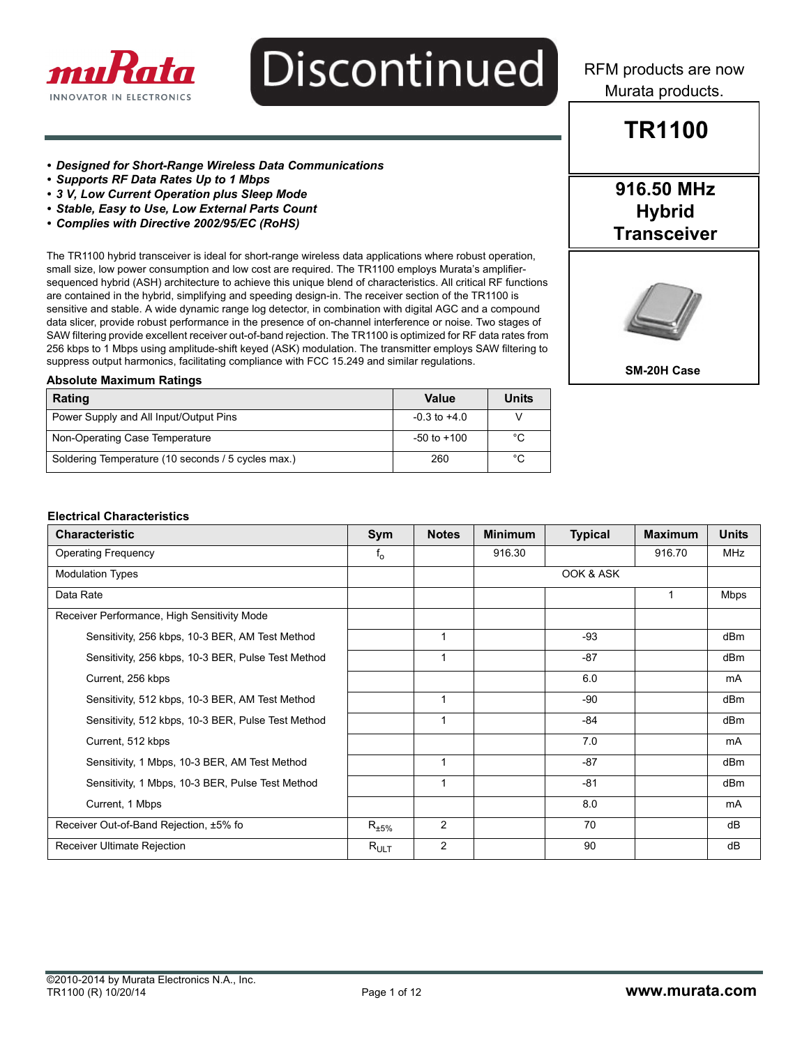Discontinued

RFM products are now Murata products.

# TR1100

## 916.50 MHz Hybrid Transceiver

SM-20H Case

- ***Designed for Short-Range Wireless Data Communications***
- ***Supports RF Data Rates Up to 1 Mbps***
- ***3 V, Low Current Operation plus Sleep Mode***
- ***Stable, Easy to Use, Low External Parts Count***
- ***Complies with Directive 2002/95/EC (RoHS)***

The TR1100 hybrid transceiver is ideal for short-range wireless data applications where robust operation, small size, low power consumption and low cost are required. The TR1100 employs Murata's amplifier-sequenced hybrid (ASH) architecture to achieve this unique blend of characteristics. All critical RF functions are contained in the hybrid, simplifying and speeding design-in. The receiver section of the TR1100 is sensitive and stable. A wide dynamic range log detector, in combination with digital AGC and a compound data slicer, provide robust performance in the presence of on-channel interference or noise. Two stages of SAW filtering provide excellent receiver out-of-band rejection. The TR1100 is optimized for RF data rates from 256 kbps to 1 Mbps using amplitude-shift keyed (ASK) modulation. The transmitter employs SAW filtering to suppress output harmonics, facilitating compliance with FCC 15.249 and similar regulations.

### Absolute Maximum Ratings

| Rating | Value | Units |
|---|---|---|
| Power Supply and All Input/Output Pins | -0.3 to +4.0 | V |
| Non-Operating Case Temperature | -50 to +100 | °C |
| Soldering Temperature (10 seconds / 5 cycles max.) | 260 | °C |

### Electrical Characteristics

| Characteristic | Sym | Notes | Minimum | Typical | Maximum | Units |
|---|---|---|---|---|---|---|
| Operating Frequency | $f_o$ | | 916.30 | | 916.70 | MHz |
| Modulation Types | | | | OOK & ASK | | |
| Data Rate | | | | | 1 | Mbps |
| Receiver Performance, High Sensitivity Mode | | | | | | |
| Sensitivity, 256 kbps, 10-3 BER, AM Test Method | | 1 | | -93 | | dBm |
| Sensitivity, 256 kbps, 10-3 BER, Pulse Test Method | | 1 | | -87 | | dBm |
| Current, 256 kbps | | | | 6.0 | | mA |
| Sensitivity, 512 kbps, 10-3 BER, AM Test Method | | 1 | | -90 | | dBm |
| Sensitivity, 512 kbps, 10-3 BER, Pulse Test Method | | 1 | | -84 | | dBm |
| Current, 512 kbps | | | | 7.0 | | mA |
| Sensitivity, 1 Mbps, 10-3 BER, AM Test Method | | 1 | | -87 | | dBm |
| Sensitivity, 1 Mbps, 10-3 BER, Pulse Test Method | | 1 | | -81 | | dBm |
| Current, 1 Mbps | | | | 8.0 | | mA |
| Receiver Out-of-Band Rejection, ±5% fo | $R_{\pm5\%}$ | 2 | | 70 | | dB |
| Receiver Ultimate Rejection | $R_{ULT}$ | 2 | | 90 | | dB |

©2010-2014 by Murata Electronics N.A., Inc.
TR1100 (R) 10/20/14

www.murata.com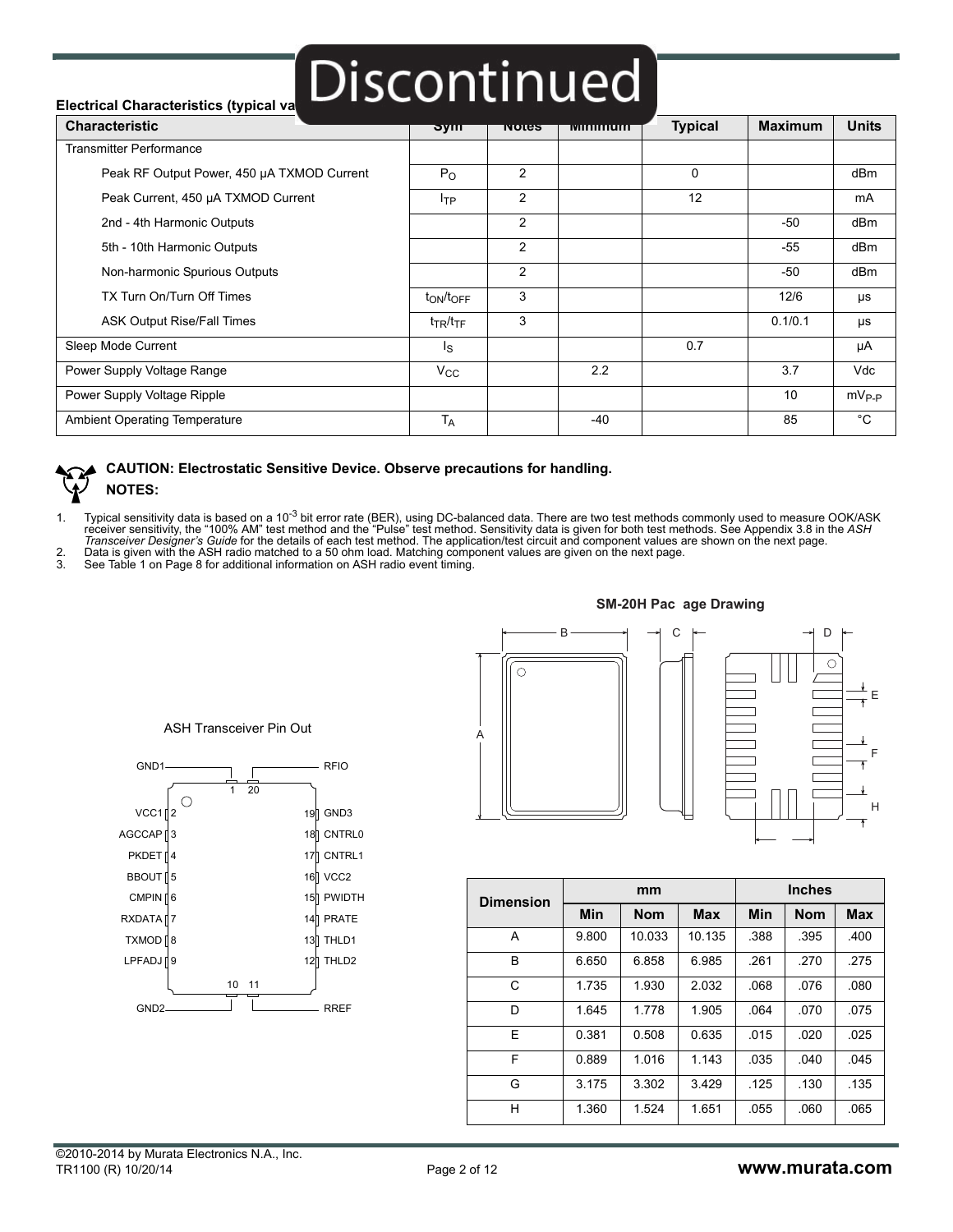Discontinued

**Electrical Characteristics (typical va**

| Characteristic | Sym | Notes | Minimum | Typical | Maximum | Units |
|---|---|---|---|---|---|---|
| Transmitter Performance | | | | | | |
| Peak RF Output Power, 450 µA TXMOD Current | $P_O$ | 2 | | 0 | | dBm |
| Peak Current, 450 µA TXMOD Current | $I_{TP}$ | 2 | | 12 | | mA |
| 2nd - 4th Harmonic Outputs | | 2 | | | -50 | dBm |
| 5th - 10th Harmonic Outputs | | 2 | | | -55 | dBm |
| Non-harmonic Spurious Outputs | | 2 | | | -50 | dBm |
| TX Turn On/Turn Off Times | $t_{ON}/t_{OFF}$ | 3 | | | 12/6 | µs |
| ASK Output Rise/Fall Times | $t_{TR}/t_{TF}$ | 3 | | | 0.1/0.1 | µs |
| Sleep Mode Current | $I_S$ | | | 0.7 | | µA |
| Power Supply Voltage Range | $V_{CC}$ | | 2.2 | | 3.7 | Vdc |
| Power Supply Voltage Ripple | | | | | 10 | $mV_{P-P}$ |
| Ambient Operating Temperature | $T_A$ | | -40 | | 85 | °C |

**CAUTION: Electrostatic Sensitive Device. Observe precautions for handling.**

**NOTES:**

1. Typical sensitivity data is based on a $10^{-3}$ bit error rate (BER), using DC-balanced data. There are two test methods commonly used to measure OOK/ASK receiver sensitivity, the "100% AM" test method and the "Pulse" test method. Sensitivity data is given for both test methods. See Appendix 3.8 in the *ASH Transceiver Designer's Guide* for the details of each test method. The application/test circuit and component values are shown on the next page.
2. Data is given with the ASH radio matched to a 50 ohm load. Matching component values are given on the next page.
3. See Table 1 on Page 8 for additional information on ASH radio event timing.

ASH Transceiver Pin Out

| Pin | Name | Pin | Name |
|---|---|---|---|
| 1 | GND1 | 20 | RFIO |
| 2 | VCC1 | 19 | GND3 |
| 3 | AGCCAP | 18 | CNTRL0 |
| 4 | PKDET | 17 | CNTRL1 |
| 5 | BBOUT | 16 | VCC2 |
| 6 | CMPIN | 15 | PWIDTH |
| 7 | RXDATA | 14 | PRATE |
| 8 | TXMOD | 13 | THLD1 |
| 9 | LPFADJ | 12 | THLD2 |
| 10 | GND2 | 11 | RREF |

SM-20H Pac age Drawing

| Dimension | mm | | | Inches | | |
|---|---|---|---|---|---|---|
| | Min | Nom | Max | Min | Nom | Max |
| A | 9.800 | 10.033 | 10.135 | .388 | .395 | .400 |
| B | 6.650 | 6.858 | 6.985 | .261 | .270 | .275 |
| C | 1.735 | 1.930 | 2.032 | .068 | .076 | .080 |
| D | 1.645 | 1.778 | 1.905 | .064 | .070 | .075 |
| E | 0.381 | 0.508 | 0.635 | .015 | .020 | .025 |
| F | 0.889 | 1.016 | 1.143 | .035 | .040 | .045 |
| G | 3.175 | 3.302 | 3.429 | .125 | .130 | .135 |
| H | 1.360 | 1.524 | 1.651 | .055 | .060 | .065 |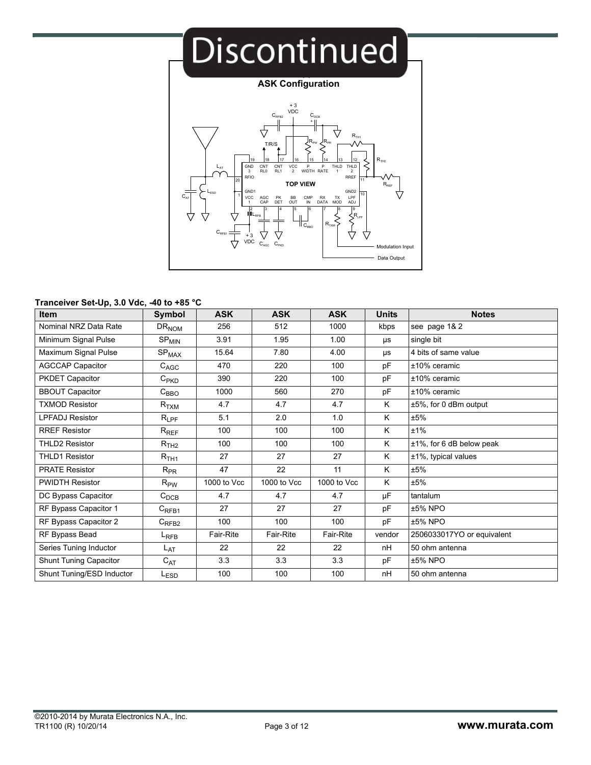# Discontinued

**ASK Configuration**

**Tranceiver Set-Up, 3.0 Vdc, -40 to +85 °C**

| Item | Symbol | ASK | ASK | ASK | Units | Notes |
|---|---|---|---|---|---|---|
| Nominal NRZ Data Rate | $DR_{NOM}$ | 256 | 512 | 1000 | kbps | see page 1& 2 |
| Minimum Signal Pulse | $SP_{MIN}$ | 3.91 | 1.95 | 1.00 | µs | single bit |
| Maximum Signal Pulse | $SP_{MAX}$ | 15.64 | 7.80 | 4.00 | µs | 4 bits of same value |
| AGCCAP Capacitor | $C_{AGC}$ | 470 | 220 | 100 | pF | ±10% ceramic |
| PKDET Capacitor | $C_{PKD}$ | 390 | 220 | 100 | pF | ±10% ceramic |
| BBOUT Capacitor | $C_{BBO}$ | 1000 | 560 | 270 | pF | ±10% ceramic |
| TXMOD Resistor | $R_{TXM}$ | 4.7 | 4.7 | 4.7 | K | ±5%, for 0 dBm output |
| LPFADJ Resistor | $R_{LPF}$ | 5.1 | 2.0 | 1.0 | K | ±5% |
| RREF Resistor | $R_{REF}$ | 100 | 100 | 100 | K | ±1% |
| THLD2 Resistor | $R_{TH2}$ | 100 | 100 | 100 | K | ±1%, for 6 dB below peak |
| THLD1 Resistor | $R_{TH1}$ | 27 | 27 | 27 | K | ±1%, typical values |
| PRATE Resistor | $R_{PR}$ | 47 | 22 | 11 | K | ±5% |
| PWIDTH Resistor | $R_{PW}$ | 1000 to Vcc | 1000 to Vcc | 1000 to Vcc | K | ±5% |
| DC Bypass Capacitor | $C_{DCB}$ | 4.7 | 4.7 | 4.7 | µF | tantalum |
| RF Bypass Capacitor 1 | $C_{RFB1}$ | 27 | 27 | 27 | pF | ±5% NPO |
| RF Bypass Capacitor 2 | $C_{RFB2}$ | 100 | 100 | 100 | pF | ±5% NPO |
| RF Bypass Bead | $L_{RFB}$ | Fair-Rite | Fair-Rite | Fair-Rite | vendor | 2506033017YO or equivalent |
| Series Tuning Inductor | $L_{AT}$ | 22 | 22 | 22 | nH | 50 ohm antenna |
| Shunt Tuning Capacitor | $C_{AT}$ | 3.3 | 3.3 | 3.3 | pF | ±5% NPO |
| Shunt Tuning/ESD Inductor | $L_{ESD}$ | 100 | 100 | 100 | nH | 50 ohm antenna |

©2010-2014 by Murata Electronics N.A., Inc.
TR1100 (R) 10/20/14

www.murata.com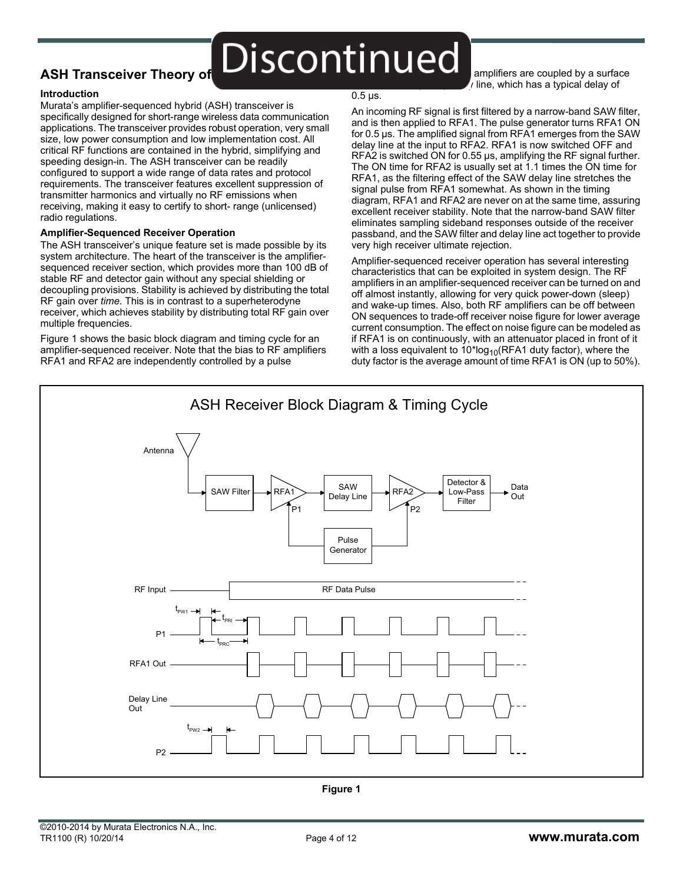## ASH Transceiver Theory of Operation

Discontinued

### Introduction

Murata's amplifier-sequenced hybrid (ASH) transceiver is specifically designed for short-range wireless data communication applications. The transceiver provides robust operation, very small size, low power consumption and low implementation cost. All critical RF functions are contained in the hybrid, simplifying and speeding design-in. The ASH transceiver can be readily configured to support a wide range of data rates and protocol requirements. The transceiver features excellent suppression of transmitter harmonics and virtually no RF emissions when receiving, making it easy to certify to short- range (unlicensed) radio regulations.

### Amplifier-Sequenced Receiver Operation

The ASH transceiver's unique feature set is made possible by its system architecture. The heart of the transceiver is the amplifier-sequenced receiver section, which provides more than 100 dB of stable RF and detector gain without any special shielding or decoupling provisions. Stability is achieved by distributing the total RF gain over *time*. This is in contrast to a superheterodyne receiver, which achieves stability by distributing total RF gain over multiple frequencies.

Figure 1 shows the basic block diagram and timing cycle for an amplifier-sequenced receiver. Note that the bias to RF amplifiers RFA1 and RFA2 are independently controlled by a pulse generator, and that the two amplifiers are coupled by a surface acoustic wave (SAW) delay line, which has a typical delay of 0.5 µs.

An incoming RF signal is first filtered by a narrow-band SAW filter, and is then applied to RFA1. The pulse generator turns RFA1 ON for 0.5 µs. The amplified signal from RFA1 emerges from the SAW delay line at the input to RFA2. RFA1 is now switched OFF and RFA2 is switched ON for 0.55 µs, amplifying the RF signal further. The ON time for RFA2 is usually set at 1.1 times the ON time for RFA1, as the filtering effect of the SAW delay line stretches the signal pulse from RFA1 somewhat. As shown in the timing diagram, RFA1 and RFA2 are never on at the same time, assuring excellent receiver stability. Note that the narrow-band SAW filter eliminates sampling sideband responses outside of the receiver passband, and the SAW filter and delay line act together to provide very high receiver ultimate rejection.

Amplifier-sequenced receiver operation has several interesting characteristics that can be exploited in system design. The RF amplifiers in an amplifier-sequenced receiver can be turned on and off almost instantly, allowing for very quick power-down (sleep) and wake-up times. Also, both RF amplifiers can be off between ON sequences to trade-off receiver noise figure for lower average current consumption. The effect on noise figure can be modeled as if RFA1 is on continuously, with an attenuator placed in front of it with a loss equivalent to $10*\log_{10}$(RFA1 duty factor), where the duty factor is the average amount of time RFA1 is ON (up to 50%).

ASH Receiver Block Diagram & Timing Cycle

Antenna, SAW Filter, RFA1, P1, SAW Delay Line, RFA2, P2, Detector & Low-Pass Filter, Data Out, Pulse Generator

RF Input — RF Data Pulse

P1 — $t_{PW1}$, $t_{PRI}$, $t_{PRC}$

RFA1 Out

Delay Line Out

P2 — $t_{PW2}$

**Figure 1**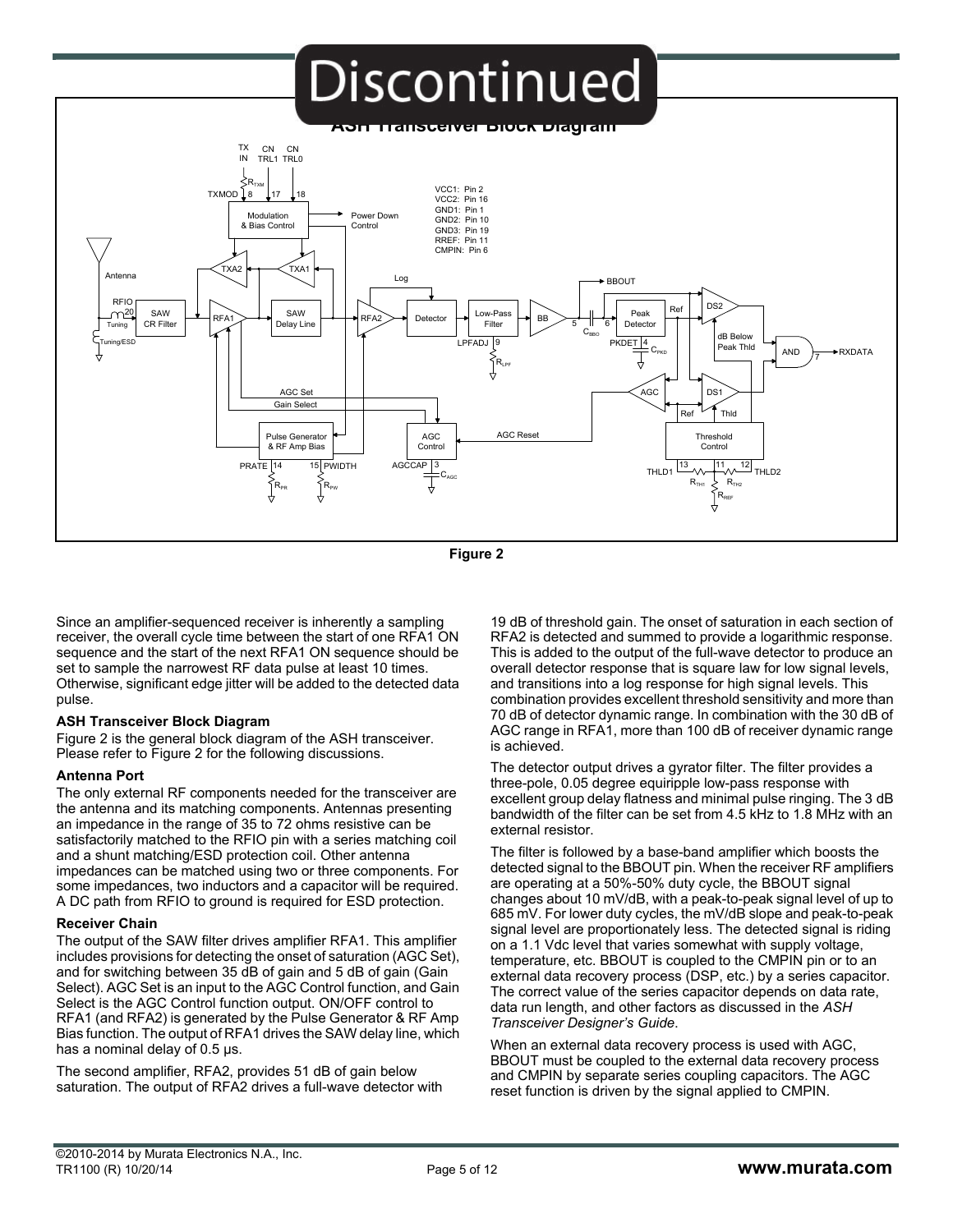Discontinued

**ASH Transceiver Block Diagram**

Figure 2

Since an amplifier-sequenced receiver is inherently a sampling receiver, the overall cycle time between the start of one RFA1 ON sequence and the start of the next RFA1 ON sequence should be set to sample the narrowest RF data pulse at least 10 times. Otherwise, significant edge jitter will be added to the detected data pulse.

### ASH Transceiver Block Diagram

Figure 2 is the general block diagram of the ASH transceiver. Please refer to Figure 2 for the following discussions.

### Antenna Port

The only external RF components needed for the transceiver are the antenna and its matching components. Antennas presenting an impedance in the range of 35 to 72 ohms resistive can be satisfactorily matched to the RFIO pin with a series matching coil and a shunt matching/ESD protection coil. Other antenna impedances can be matched using two or three components. For some impedances, two inductors and a capacitor will be required. A DC path from RFIO to ground is required for ESD protection.

### Receiver Chain

The output of the SAW filter drives amplifier RFA1. This amplifier includes provisions for detecting the onset of saturation (AGC Set), and for switching between 35 dB of gain and 5 dB of gain (Gain Select). AGC Set is an input to the AGC Control function, and Gain Select is the AGC Control function output. ON/OFF control to RFA1 (and RFA2) is generated by the Pulse Generator & RF Amp Bias function. The output of RFA1 drives the SAW delay line, which has a nominal delay of 0.5 µs.

The second amplifier, RFA2, provides 51 dB of gain below saturation. The output of RFA2 drives a full-wave detector with 19 dB of threshold gain. The onset of saturation in each section of RFA2 is detected and summed to provide a logarithmic response. This is added to the output of the full-wave detector to produce an overall detector response that is square law for low signal levels, and transitions into a log response for high signal levels. This combination provides excellent threshold sensitivity and more than 70 dB of detector dynamic range. In combination with the 30 dB of AGC range in RFA1, more than 100 dB of receiver dynamic range is achieved.

The detector output drives a gyrator filter. The filter provides a three-pole, 0.05 degree equiripple low-pass response with excellent group delay flatness and minimal pulse ringing. The 3 dB bandwidth of the filter can be set from 4.5 kHz to 1.8 MHz with an external resistor.

The filter is followed by a base-band amplifier which boosts the detected signal to the BBOUT pin. When the receiver RF amplifiers are operating at a 50%-50% duty cycle, the BBOUT signal changes about 10 mV/dB, with a peak-to-peak signal level of up to 685 mV. For lower duty cycles, the mV/dB slope and peak-to-peak signal level are proportionately less. The detected signal is riding on a 1.1 Vdc level that varies somewhat with supply voltage, temperature, etc. BBOUT is coupled to the CMPIN pin or to an external data recovery process (DSP, etc.) by a series capacitor. The correct value of the series capacitor depends on data rate, data run length, and other factors as discussed in the *ASH Transceiver Designer's Guide*.

When an external data recovery process is used with AGC, BBOUT must be coupled to the external data recovery process and CMPIN by separate series coupling capacitors. The AGC reset function is driven by the signal applied to CMPIN.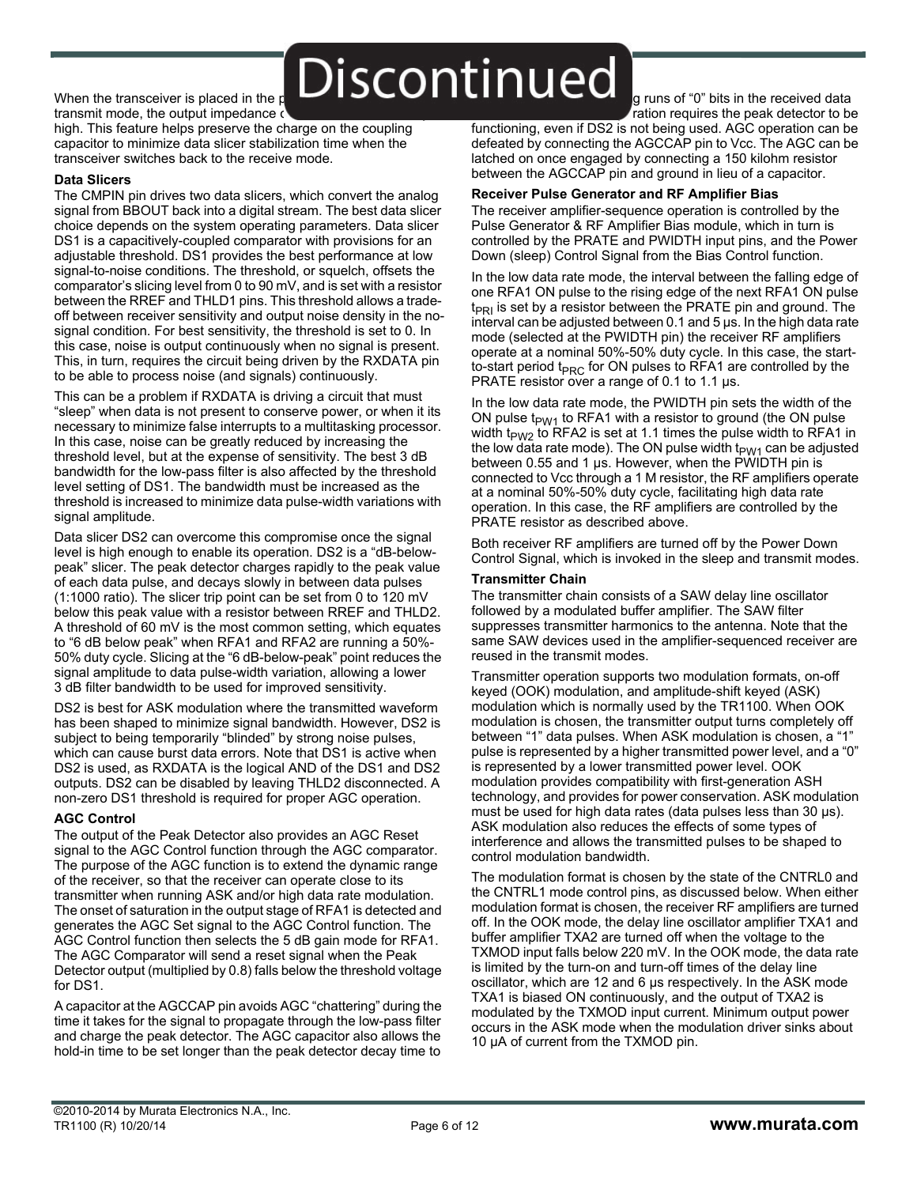When the transceiver is placed in the p transmit mode, the output impedance c high. This feature helps preserve the charge on the coupling capacitor to minimize data slicer stabilization time when the transceiver switches back to the receive mode.

**Data Slicers**

The CMPIN pin drives two data slicers, which convert the analog signal from BBOUT back into a digital stream. The best data slicer choice depends on the system operating parameters. Data slicer DS1 is a capacitively-coupled comparator with provisions for an adjustable threshold. DS1 provides the best performance at low signal-to-noise conditions. The threshold, or squelch, offsets the comparator's slicing level from 0 to 90 mV, and is set with a resistor between the RREF and THLD1 pins. This threshold allows a trade-off between receiver sensitivity and output noise density in the no-signal condition. For best sensitivity, the threshold is set to 0. In this case, noise is output continuously when no signal is present. This, in turn, requires the circuit being driven by the RXDATA pin to be able to process noise (and signals) continuously.

This can be a problem if RXDATA is driving a circuit that must "sleep" when data is not present to conserve power, or when it its necessary to minimize false interrupts to a multitasking processor. In this case, noise can be greatly reduced by increasing the threshold level, but at the expense of sensitivity. The best 3 dB bandwidth for the low-pass filter is also affected by the threshold level setting of DS1. The bandwidth must be increased as the threshold is increased to minimize data pulse-width variations with signal amplitude.

Data slicer DS2 can overcome this compromise once the signal level is high enough to enable its operation. DS2 is a "dB-below-peak" slicer. The peak detector charges rapidly to the peak value of each data pulse, and decays slowly in between data pulses (1:1000 ratio). The slicer trip point can be set from 0 to 120 mV below this peak value with a resistor between RREF and THLD2. A threshold of 60 mV is the most common setting, which equates to "6 dB below peak" when RFA1 and RFA2 are running a 50%-50% duty cycle. Slicing at the "6 dB-below-peak" point reduces the signal amplitude to data pulse-width variation, allowing a lower 3 dB filter bandwidth to be used for improved sensitivity.

DS2 is best for ASK modulation where the transmitted waveform has been shaped to minimize signal bandwidth. However, DS2 is subject to being temporarily "blinded" by strong noise pulses, which can cause burst data errors. Note that DS1 is active when DS2 is used, as RXDATA is the logical AND of the DS1 and DS2 outputs. DS2 can be disabled by leaving THLD2 disconnected. A non-zero DS1 threshold is required for proper AGC operation.

**AGC Control**

The output of the Peak Detector also provides an AGC Reset signal to the AGC Control function through the AGC comparator. The purpose of the AGC function is to extend the dynamic range of the receiver, so that the receiver can operate close to its transmitter when running ASK and/or high data rate modulation. The onset of saturation in the output stage of RFA1 is detected and generates the AGC Set signal to the AGC Control function. The AGC Control function then selects the 5 dB gain mode for RFA1. The AGC Comparator will send a reset signal when the Peak Detector output (multiplied by 0.8) falls below the threshold voltage for DS1.

A capacitor at the AGCCAP pin avoids AGC "chattering" during the time it takes for the signal to propagate through the low-pass filter and charge the peak detector. The AGC capacitor also allows the hold-in time to be set longer than the peak detector decay time to g runs of "0" bits in the received data ration requires the peak detector to be functioning, even if DS2 is not being used. AGC operation can be defeated by connecting the AGCCAP pin to Vcc. The AGC can be latched on once engaged by connecting a 150 kilohm resistor between the AGCCAP pin and ground in lieu of a capacitor.

**Receiver Pulse Generator and RF Amplifier Bias**

The receiver amplifier-sequence operation is controlled by the Pulse Generator & RF Amplifier Bias module, which in turn is controlled by the PRATE and PWIDTH input pins, and the Power Down (sleep) Control Signal from the Bias Control function.

In the low data rate mode, the interval between the falling edge of one RFA1 ON pulse to the rising edge of the next RFA1 ON pulse $t_{PRI}$ is set by a resistor between the PRATE pin and ground. The interval can be adjusted between 0.1 and 5 µs. In the high data rate mode (selected at the PWIDTH pin) the receiver RF amplifiers operate at a nominal 50%-50% duty cycle. In this case, the start-to-start period $t_{PRC}$ for ON pulses to RFA1 are controlled by the PRATE resistor over a range of 0.1 to 1.1 µs.

In the low data rate mode, the PWIDTH pin sets the width of the ON pulse $t_{PW1}$ to RFA1 with a resistor to ground (the ON pulse width $t_{PW2}$ to RFA2 is set at 1.1 times the pulse width to RFA1 in the low data rate mode). The ON pulse width $t_{PW1}$ can be adjusted between 0.55 and 1 µs. However, when the PWIDTH pin is connected to Vcc through a 1 M resistor, the RF amplifiers operate at a nominal 50%-50% duty cycle, facilitating high data rate operation. In this case, the RF amplifiers are controlled by the PRATE resistor as described above.

Both receiver RF amplifiers are turned off by the Power Down Control Signal, which is invoked in the sleep and transmit modes.

**Transmitter Chain**

The transmitter chain consists of a SAW delay line oscillator followed by a modulated buffer amplifier. The SAW filter suppresses transmitter harmonics to the antenna. Note that the same SAW devices used in the amplifier-sequenced receiver are reused in the transmit modes.

Transmitter operation supports two modulation formats, on-off keyed (OOK) modulation, and amplitude-shift keyed (ASK) modulation which is normally used by the TR1100. When OOK modulation is chosen, the transmitter output turns completely off between "1" data pulses. When ASK modulation is chosen, a "1" pulse is represented by a higher transmitted power level, and a "0" is represented by a lower transmitted power level. OOK modulation provides compatibility with first-generation ASH technology, and provides for power conservation. ASK modulation must be used for high data rates (data pulses less than 30 µs). ASK modulation also reduces the effects of some types of interference and allows the transmitted pulses to be shaped to control modulation bandwidth.

The modulation format is chosen by the state of the CNTRL0 and the CNTRL1 mode control pins, as discussed below. When either modulation format is chosen, the receiver RF amplifiers are turned off. In the OOK mode, the delay line oscillator amplifier TXA1 and buffer amplifier TXA2 are turned off when the voltage to the TXMOD input falls below 220 mV. In the OOK mode, the data rate is limited by the turn-on and turn-off times of the delay line oscillator, which are 12 and 6 µs respectively. In the ASK mode TXA1 is biased ON continuously, and the output of TXA2 is modulated by the TXMOD input current. Minimum output power occurs in the ASK mode when the modulation driver sinks about 10 µA of current from the TXMOD pin.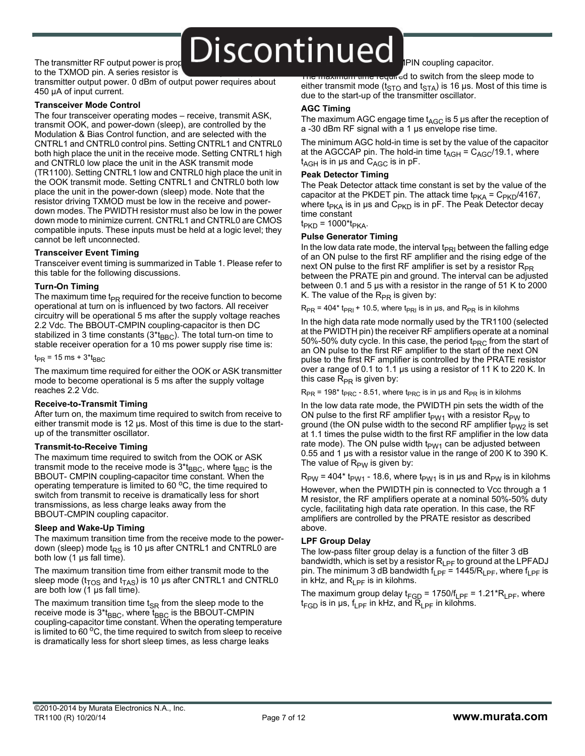The transmitter RF output power is prop... to the TXMOD pin. A series resistor is ... transmitter output power. 0 dBm of output power requires about 450 µA of input current.

### Transceiver Mode Control

The four transceiver operating modes – receive, transmit ASK, transmit OOK, and power-down (sleep), are controlled by the Modulation & Bias Control function, and are selected with the CNTRL1 and CNTRL0 control pins. Setting CNTRL1 and CNTRL0 both high place the unit in the receive mode. Setting CNTRL1 high and CNTRL0 low place the unit in the ASK transmit mode (TR1100). Setting CNTRL1 low and CNTRL0 high place the unit in the OOK transmit mode. Setting CNTRL1 and CNTRL0 both low place the unit in the power-down (sleep) mode. Note that the resistor driving TXMOD must be low in the receive and power-down modes. The PWIDTH resistor must also be low in the power down mode to minimize current. CNTRL1 and CNTRL0 are CMOS compatible inputs. These inputs must be held at a logic level; they cannot be left unconnected.

### Transceiver Event Timing

Transceiver event timing is summarized in Table 1. Please refer to this table for the following discussions.

### Turn-On Timing

The maximum time $t_{PR}$ required for the receive function to become operational at turn on is influenced by two factors. All receiver circuitry will be operational 5 ms after the supply voltage reaches 2.2 Vdc. The BBOUT-CMPIN coupling-capacitor is then DC stabilized in 3 time constants ($3^*t_{BBC}$). The total turn-on time to stable receiver operation for a 10 ms power supply rise time is:

$t_{PR}$ = 15 ms + $3^*t_{BBC}$

The maximum time required for either the OOK or ASK transmitter mode to become operational is 5 ms after the supply voltage reaches 2.2 Vdc.

### Receive-to-Transmit Timing

After turn on, the maximum time required to switch from receive to either transmit mode is 12 µs. Most of this time is due to the start-up of the transmitter oscillator.

### Transmit-to-Receive Timing

The maximum time required to switch from the OOK or ASK transmit mode to the receive mode is $3^*t_{BBC}$, where $t_{BBC}$ is the BBOUT- CMPIN coupling-capacitor time constant. When the operating temperature is limited to 60 °C, the time required to switch from transmit to receive is dramatically less for short transmissions, as less charge leaks away from the BBOUT-CMPIN coupling capacitor.

### Sleep and Wake-Up Timing

The maximum transition time from the receive mode to the power-down (sleep) mode $t_{RS}$ is 10 µs after CNTRL1 and CNTRL0 are both low (1 µs fall time).

The maximum transition time from either transmit mode to the sleep mode ($t_{TOS}$ and $t_{TAS}$) is 10 µs after CNTRL1 and CNTRL0 are both low (1 µs fall time).

The maximum transition time $t_{SR}$ from the sleep mode to the receive mode is $3^*t_{BBC}$, where $t_{BBC}$ is the BBOUT-CMPIN coupling-capacitor time constant. When the operating temperature is limited to 60 °C, the time required to switch from sleep to receive is dramatically less for short sleep times, as less charge leaks ...PIN coupling capacitor.

The maximum time required to switch from the sleep mode to either transmit mode ($t_{STO}$ and $t_{STA}$) is 16 µs. Most of this time is due to the start-up of the transmitter oscillator.

### AGC Timing

The maximum AGC engage time $t_{AGC}$ is 5 µs after the reception of a -30 dBm RF signal with a 1 µs envelope rise time.

The minimum AGC hold-in time is set by the value of the capacitor at the AGCCAP pin. The hold-in time $t_{AGH} = C_{AGC}/19.1$, where $t_{AGH}$ is in µs and $C_{AGC}$ is in pF.

### Peak Detector Timing

The Peak Detector attack time constant is set by the value of the capacitor at the PKDET pin. The attack time $t_{PKA} = C_{PKD}/4167$, where $t_{PKA}$ is in µs and $C_{PKD}$ is in pF. The Peak Detector decay time constant

$t_{PKD} = 1000^*t_{PKA}$.

### Pulse Generator Timing

In the low data rate mode, the interval $t_{PRI}$ between the falling edge of an ON pulse to the first RF amplifier and the rising edge of the next ON pulse to the first RF amplifier is set by a resistor $R_{PR}$ between the PRATE pin and ground. The interval can be adjusted between 0.1 and 5 µs with a resistor in the range of 51 K to 2000 K. The value of the $R_{PR}$ is given by:

$R_{PR} = 404^*\ t_{PRI} + 10.5$, where $t_{PRI}$ is in µs, and $R_{PR}$ is in kilohms

In the high data rate mode normally used by the TR1100 (selected at the PWIDTH pin) the receiver RF amplifiers operate at a nominal 50%-50% duty cycle. In this case, the period $t_{PRC}$ from the start of an ON pulse to the first RF amplifier to the start of the next ON pulse to the first RF amplifier is controlled by the PRATE resistor over a range of 0.1 to 1.1 µs using a resistor of 11 K to 220 K. In this case $R_{PR}$ is given by:

$R_{PR} = 198^*\ t_{PRC} - 8.51$, where $t_{PRC}$ is in µs and $R_{PR}$ is in kilohms

In the low data rate mode, the PWIDTH pin sets the width of the ON pulse to the first RF amplifier $t_{PW1}$ with a resistor $R_{PW}$ to ground (the ON pulse width to the second RF amplifier $t_{PW2}$ is set at 1.1 times the pulse width to the first RF amplifier in the low data rate mode). The ON pulse width $t_{PW1}$ can be adjusted between 0.55 and 1 µs with a resistor value in the range of 200 K to 390 K. The value of $R_{PW}$ is given by:

$R_{PW} = 404^*\ t_{PW1} - 18.6$, where $t_{PW1}$ is in µs and $R_{PW}$ is in kilohms

However, when the PWIDTH pin is connected to Vcc through a 1 M resistor, the RF amplifiers operate at a nominal 50%-50% duty cycle, facilitating high data rate operation. In this case, the RF amplifiers are controlled by the PRATE resistor as described above.

### LPF Group Delay

The low-pass filter group delay is a function of the filter 3 dB bandwidth, which is set by a resistor $R_{LPF}$ to ground at the LPFADJ pin. The minimum 3 dB bandwidth $f_{LPF} = 1445/R_{LPF}$, where $f_{LPF}$ is in kHz, and $R_{LPF}$ is in kilohms.

The maximum group delay $t_{FGD} = 1750/f_{LPF} = 1.21^*R_{LPF}$, where $t_{FGD}$ is in µs, $f_{LPF}$ in kHz, and $R_{LPF}$ in kilohms.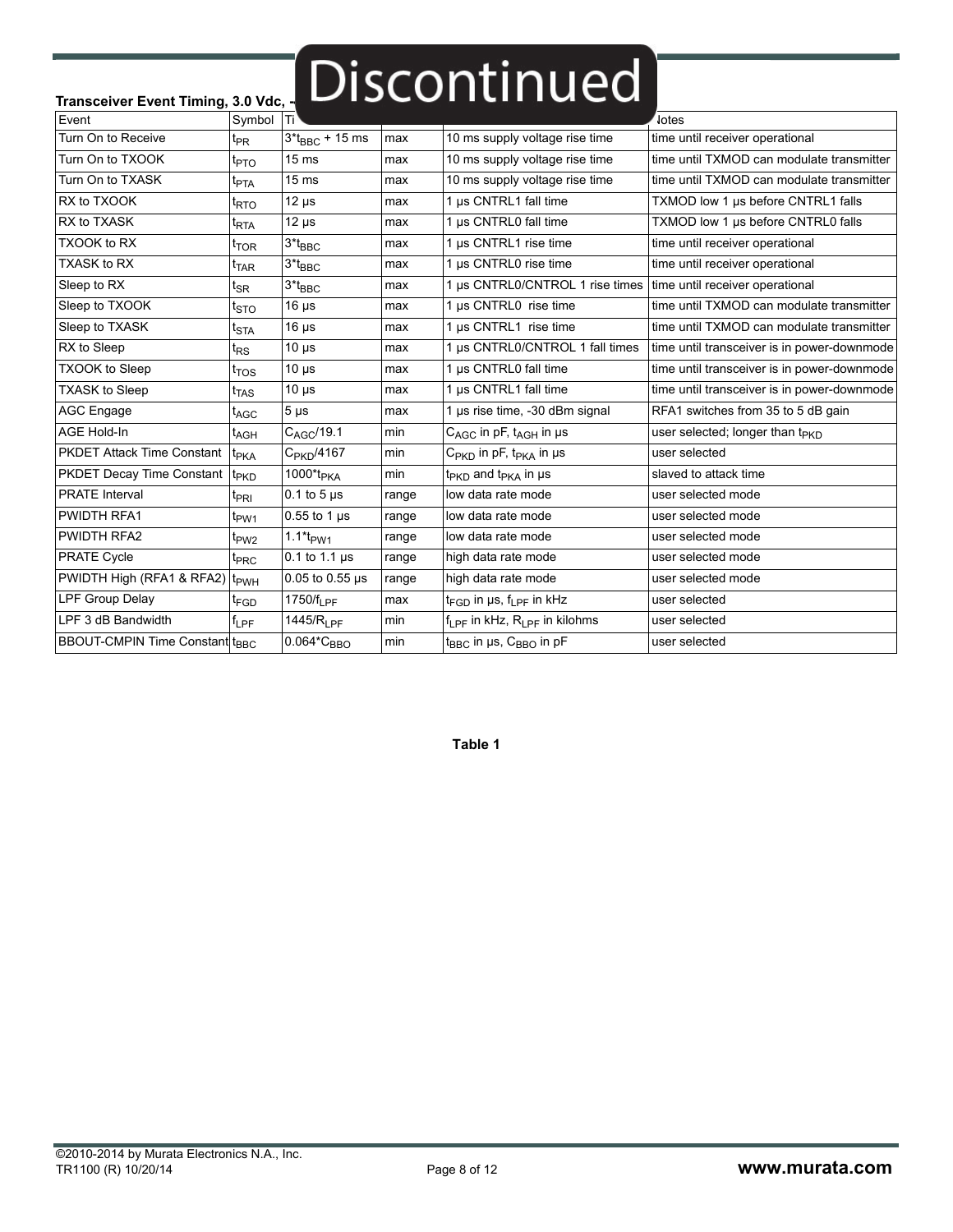Discontinued

**Transceiver Event Timing, 3.0 Vdc, -**

| Event | Symbol | Ti | | | Notes |
|---|---|---|---|---|---|
| Turn On to Receive | $t_{PR}$ | $3*t_{BBC}$ + 15 ms | max | 10 ms supply voltage rise time | time until receiver operational |
| Turn On to TXOOK | $t_{PTO}$ | 15 ms | max | 10 ms supply voltage rise time | time until TXMOD can modulate transmitter |
| Turn On to TXASK | $t_{PTA}$ | 15 ms | max | 10 ms supply voltage rise time | time until TXMOD can modulate transmitter |
| RX to TXOOK | $t_{RTO}$ | 12 µs | max | 1 µs CNTRL1 fall time | TXMOD low 1 µs before CNTRL1 falls |
| RX to TXASK | $t_{RTA}$ | 12 µs | max | 1 µs CNTRL0 fall time | TXMOD low 1 µs before CNTRL0 falls |
| TXOOK to RX | $t_{TOR}$ | $3*t_{BBC}$ | max | 1 µs CNTRL1 rise time | time until receiver operational |
| TXASK to RX | $t_{TAR}$ | $3*t_{BBC}$ | max | 1 µs CNTRL0 rise time | time until receiver operational |
| Sleep to RX | $t_{SR}$ | $3*t_{BBC}$ | max | 1 µs CNTRL0/CNTROL 1 rise times | time until receiver operational |
| Sleep to TXOOK | $t_{STO}$ | 16 µs | max | 1 µs CNTRL0 rise time | time until TXMOD can modulate transmitter |
| Sleep to TXASK | $t_{STA}$ | 16 µs | max | 1 µs CNTRL1 rise time | time until TXMOD can modulate transmitter |
| RX to Sleep | $t_{RS}$ | 10 µs | max | 1 µs CNTRL0/CNTROL 1 fall times | time until transceiver is in power-downmode |
| TXOOK to Sleep | $t_{TOS}$ | 10 µs | max | 1 µs CNTRL0 fall time | time until transceiver is in power-downmode |
| TXASK to Sleep | $t_{TAS}$ | 10 µs | max | 1 µs CNTRL1 fall time | time until transceiver is in power-downmode |
| AGC Engage | $t_{AGC}$ | 5 µs | max | 1 µs rise time, -30 dBm signal | RFA1 switches from 35 to 5 dB gain |
| AGE Hold-In | $t_{AGH}$ | $C_{AGC}/19.1$ | min | $C_{AGC}$ in pF, $t_{AGH}$ in µs | user selected; longer than $t_{PKD}$ |
| PKDET Attack Time Constant | $t_{PKA}$ | $C_{PKD}/4167$ | min | $C_{PKD}$ in pF, $t_{PKA}$ in µs | user selected |
| PKDET Decay Time Constant | $t_{PKD}$ | $1000*t_{PKA}$ | min | $t_{PKD}$ and $t_{PKA}$ in µs | slaved to attack time |
| PRATE Interval | $t_{PRI}$ | 0.1 to 5 µs | range | low data rate mode | user selected mode |
| PWIDTH RFA1 | $t_{PW1}$ | 0.55 to 1 µs | range | low data rate mode | user selected mode |
| PWIDTH RFA2 | $t_{PW2}$ | $1.1*t_{PW1}$ | range | low data rate mode | user selected mode |
| PRATE Cycle | $t_{PRC}$ | 0.1 to 1.1 µs | range | high data rate mode | user selected mode |
| PWIDTH High (RFA1 & RFA2) | $t_{PWH}$ | 0.05 to 0.55 µs | range | high data rate mode | user selected mode |
| LPF Group Delay | $t_{FGD}$ | $1750/f_{LPF}$ | max | $t_{FGD}$ in µs, $f_{LPF}$ in kHz | user selected |
| LPF 3 dB Bandwidth | $f_{LPF}$ | $1445/R_{LPF}$ | min | $f_{LPF}$ in kHz, $R_{LPF}$ in kilohms | user selected |
| BBOUT-CMPIN Time Constant | $t_{BBC}$ | $0.064*C_{BBO}$ | min | $t_{BBC}$ in µs, $C_{BBO}$ in pF | user selected |

**Table 1**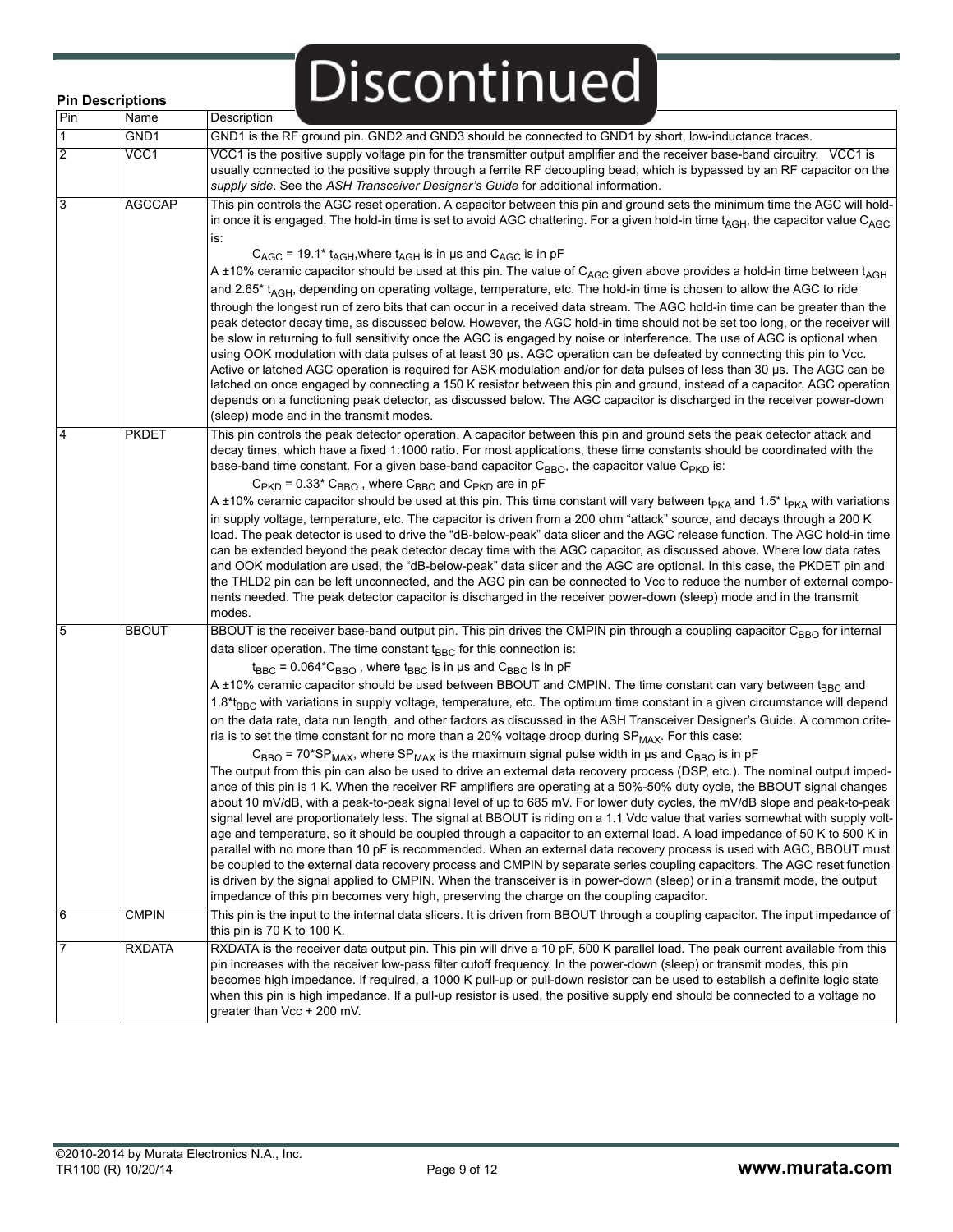Discontinued

**Pin Descriptions**

| Pin | Name | Description |
|---|---|---|
| 1 | GND1 | GND1 is the RF ground pin. GND2 and GND3 should be connected to GND1 by short, low-inductance traces. |
| 2 | VCC1 | VCC1 is the positive supply voltage pin for the transmitter output amplifier and the receiver base-band circuitry. VCC1 is usually connected to the positive supply through a ferrite RF decoupling bead, which is bypassed by an RF capacitor on the *supply side*. See the *ASH Transceiver Designer's Guide* for additional information. |
| 3 | AGCCAP | This pin controls the AGC reset operation. A capacitor between this pin and ground sets the minimum time the AGC will hold-in once it is engaged. The hold-in time is set to avoid AGC chattering. For a given hold-in time $t_{AGH}$, the capacitor value $C_{AGC}$ is: $C_{AGC} = 19.1 * t_{AGH}$, where $t_{AGH}$ is in µs and $C_{AGC}$ is in pF. A ±10% ceramic capacitor should be used at this pin. The value of $C_{AGC}$ given above provides a hold-in time between $t_{AGH}$ and $2.65 * t_{AGH}$, depending on operating voltage, temperature, etc. The hold-in time is chosen to allow the AGC to ride through the longest run of zero bits that can occur in a received data stream. The AGC hold-in time can be greater than the peak detector decay time, as discussed below. However, the AGC hold-in time should not be set too long, or the receiver will be slow in returning to full sensitivity once the AGC is engaged by noise or interference. The use of AGC is optional when using OOK modulation with data pulses of at least 30 µs. AGC operation can be defeated by connecting this pin to Vcc. Active or latched AGC operation is required for ASK modulation and/or for data pulses of less than 30 µs. The AGC can be latched on once engaged by connecting a 150 K resistor between this pin and ground, instead of a capacitor. AGC operation depends on a functioning peak detector, as discussed below. The AGC capacitor is discharged in the receiver power-down (sleep) mode and in the transmit modes. |
| 4 | PKDET | This pin controls the peak detector operation. A capacitor between this pin and ground sets the peak detector attack and decay times, which have a fixed 1:1000 ratio. For most applications, these time constants should be coordinated with the base-band time constant. For a given base-band capacitor $C_{BBO}$, the capacitor value $C_{PKD}$ is: $C_{PKD} = 0.33 * C_{BBO}$, where $C_{BBO}$ and $C_{PKD}$ are in pF. A ±10% ceramic capacitor should be used at this pin. This time constant will vary between $t_{PKA}$ and $1.5 * t_{PKA}$ with variations in supply voltage, temperature, etc. The capacitor is driven from a 200 ohm "attack" source, and decays through a 200 K load. The peak detector is used to drive the "dB-below-peak" data slicer and the AGC release function. The AGC hold-in time can be extended beyond the peak detector decay time with the AGC capacitor, as discussed above. Where low data rates and OOK modulation are used, the "dB-below-peak" data slicer and the AGC are optional. In this case, the PKDET pin and the THLD2 pin can be left unconnected, and the AGC pin can be connected to Vcc to reduce the number of external components needed. The peak detector capacitor is discharged in the receiver power-down (sleep) mode and in the transmit modes. |
| 5 | BBOUT | BBOUT is the receiver base-band output pin. This pin drives the CMPIN pin through a coupling capacitor $C_{BBO}$ for internal data slicer operation. The time constant $t_{BBC}$ for this connection is: $t_{BBC} = 0.064 * C_{BBO}$, where $t_{BBC}$ is in µs and $C_{BBO}$ is in pF. A ±10% ceramic capacitor should be used between BBOUT and CMPIN. The time constant can vary between $t_{BBC}$ and $1.8 * t_{BBC}$ with variations in supply voltage, temperature, etc. The optimum time constant in a given circumstance will depend on the data rate, data run length, and other factors as discussed in the ASH Transceiver Designer's Guide. A common criteria is to set the time constant for no more than a 20% voltage droop during $SP_{MAX}$. For this case: $C_{BBO} = 70 * SP_{MAX}$, where $SP_{MAX}$ is the maximum signal pulse width in µs and $C_{BBO}$ is in pF. The output from this pin can also be used to drive an external data recovery process (DSP, etc.). The nominal output impedance of this pin is 1 K. When the receiver RF amplifiers are operating at a 50%-50% duty cycle, the BBOUT signal changes about 10 mV/dB, with a peak-to-peak signal level of up to 685 mV. For lower duty cycles, the mV/dB slope and peak-to-peak signal level are proportionately less. The signal at BBOUT is riding on a 1.1 Vdc value that varies somewhat with supply voltage and temperature, so it should be coupled through a capacitor to an external load. A load impedance of 50 K to 500 K in parallel with no more than 10 pF is recommended. When an external data recovery process is used with AGC, BBOUT must be coupled to the external data recovery process and CMPIN by separate series coupling capacitors. The AGC reset function is driven by the signal applied to CMPIN. When the transceiver is in power-down (sleep) or in a transmit mode, the output impedance of this pin becomes very high, preserving the charge on the coupling capacitor. |
| 6 | CMPIN | This pin is the input to the internal data slicers. It is driven from BBOUT through a coupling capacitor. The input impedance of this pin is 70 K to 100 K. |
| 7 | RXDATA | RXDATA is the receiver data output pin. This pin will drive a 10 pF, 500 K parallel load. The peak current available from this pin increases with the receiver low-pass filter cutoff frequency. In the power-down (sleep) or transmit modes, this pin becomes high impedance. If required, a 1000 K pull-up or pull-down resistor can be used to establish a definite logic state when this pin is high impedance. If a pull-up resistor is used, the positive supply end should be connected to a voltage no greater than Vcc + 200 mV. |

©2010-2014 by Murata Electronics N.A., Inc.
TR1100 (R) 10/20/14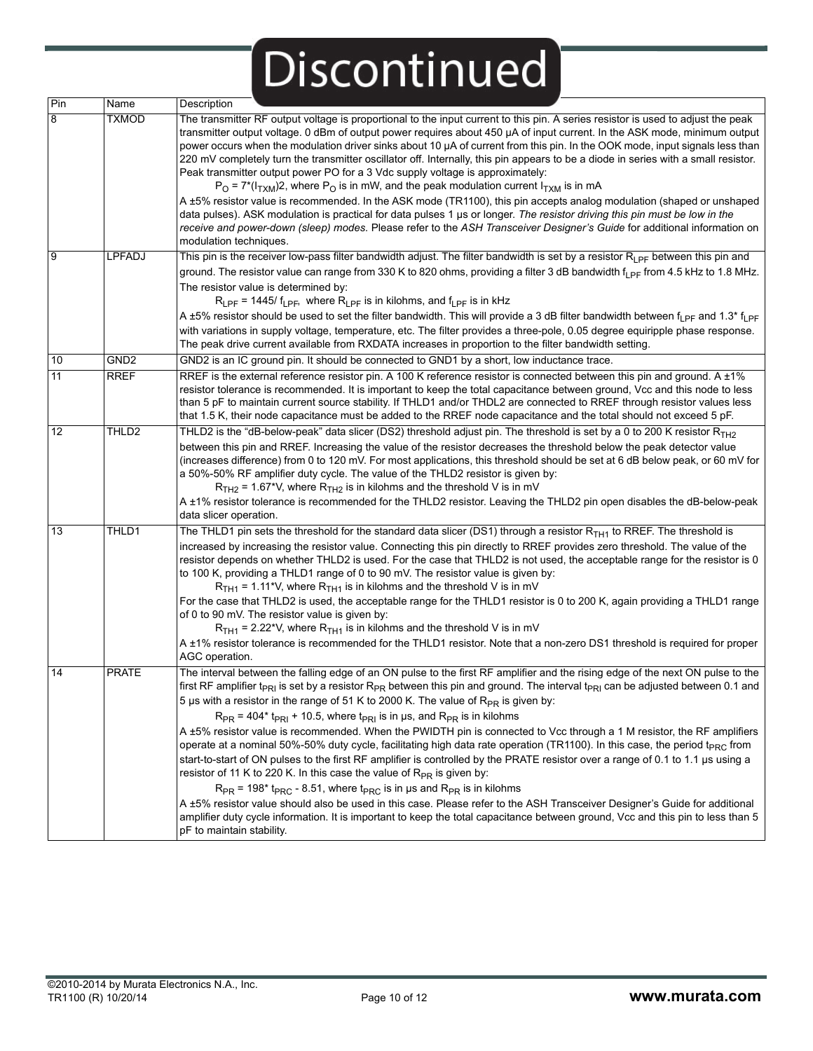# Discontinued

| Pin | Name | Description |
|---|---|---|
| 8 | TXMOD | The transmitter RF output voltage is proportional to the input current to this pin. A series resistor is used to adjust the peak transmitter output voltage. 0 dBm of output power requires about 450 µA of input current. In the ASK mode, minimum output power occurs when the modulation driver sinks about 10 µA of current from this pin. In the OOK mode, input signals less than 220 mV completely turn the transmitter oscillator off. Internally, this pin appears to be a diode in series with a small resistor. Peak transmitter output power PO for a 3 Vdc supply voltage is approximately: <br> $P_O = 7*(I_{TXM})2$, where $P_O$ is in mW, and the peak modulation current $I_{TXM}$ is in mA <br> A ±5% resistor value is recommended. In the ASK mode (TR1100), this pin accepts analog modulation (shaped or unshaped data pulses). ASK modulation is practical for data pulses 1 µs or longer. *The resistor driving this pin must be low in the receive and power-down (sleep) modes.* Please refer to the *ASH Transceiver Designer's Guide* for additional information on modulation techniques. |
| 9 | LPFADJ | This pin is the receiver low-pass filter bandwidth adjust. The filter bandwidth is set by a resistor $R_{LPF}$ between this pin and ground. The resistor value can range from 330 K to 820 ohms, providing a filter 3 dB bandwidth $f_{LPF}$ from 4.5 kHz to 1.8 MHz. The resistor value is determined by: <br> $R_{LPF} = 1445/ f_{LPF}$, where $R_{LPF}$ is in kilohms, and $f_{LPF}$ is in kHz <br> A ±5% resistor should be used to set the filter bandwidth. This will provide a 3 dB filter bandwidth between $f_{LPF}$ and $1.3^* f_{LPF}$ with variations in supply voltage, temperature, etc. The filter provides a three-pole, 0.05 degree equiripple phase response. The peak drive current available from RXDATA increases in proportion to the filter bandwidth setting. |
| 10 | GND2 | GND2 is an IC ground pin. It should be connected to GND1 by a short, low inductance trace. |
| 11 | RREF | RREF is the external reference resistor pin. A 100 K reference resistor is connected between this pin and ground. A ±1% resistor tolerance is recommended. It is important to keep the total capacitance between ground, Vcc and this node to less than 5 pF to maintain current source stability. If THLD1 and/or THDL2 are connected to RREF through resistor values less that 1.5 K, their node capacitance must be added to the RREF node capacitance and the total should not exceed 5 pF. |
| 12 | THLD2 | THLD2 is the "dB-below-peak" data slicer (DS2) threshold adjust pin. The threshold is set by a 0 to 200 K resistor $R_{TH2}$ between this pin and RREF. Increasing the value of the resistor decreases the threshold below the peak detector value (increases difference) from 0 to 120 mV. For most applications, this threshold should be set at 6 dB below peak, or 60 mV for a 50%-50% RF amplifier duty cycle. The value of the THLD2 resistor is given by: <br> $R_{TH2} = 1.67*V$, where $R_{TH2}$ is in kilohms and the threshold V is in mV <br> A ±1% resistor tolerance is recommended for the THLD2 resistor. Leaving the THLD2 pin open disables the dB-below-peak data slicer operation. |
| 13 | THLD1 | The THLD1 pin sets the threshold for the standard data slicer (DS1) through a resistor $R_{TH1}$ to RREF. The threshold is increased by increasing the resistor value. Connecting this pin directly to RREF provides zero threshold. The value of the resistor depends on whether THLD2 is used. For the case that THLD2 is not used, the acceptable range for the resistor is 0 to 100 K, providing a THLD1 range of 0 to 90 mV. The resistor value is given by: <br> $R_{TH1} = 1.11*V$, where $R_{TH1}$ is in kilohms and the threshold V is in mV <br> For the case that THLD2 is used, the acceptable range for the THLD1 resistor is 0 to 200 K, again providing a THLD1 range of 0 to 90 mV. The resistor value is given by: <br> $R_{TH1} = 2.22*V$, where $R_{TH1}$ is in kilohms and the threshold V is in mV <br> A ±1% resistor tolerance is recommended for the THLD1 resistor. Note that a non-zero DS1 threshold is required for proper AGC operation. |
| 14 | PRATE | The interval between the falling edge of an ON pulse to the first RF amplifier and the rising edge of the next ON pulse to the first RF amplifier $t_{PRI}$ is set by a resistor $R_{PR}$ between this pin and ground. The interval $t_{PRI}$ can be adjusted between 0.1 and 5 µs with a resistor in the range of 51 K to 2000 K. The value of $R_{PR}$ is given by: <br> $R_{PR} = 404^* t_{PRI} + 10.5$, where $t_{PRI}$ is in µs, and $R_{PR}$ is in kilohms <br> A ±5% resistor value is recommended. When the PWIDTH pin is connected to Vcc through a 1 M resistor, the RF amplifiers operate at a nominal 50%-50% duty cycle, facilitating high data rate operation (TR1100). In this case, the period $t_{PRC}$ from start-to-start of ON pulses to the first RF amplifier is controlled by the PRATE resistor over a range of 0.1 to 1.1 µs using a resistor of 11 K to 220 K. In this case the value of $R_{PR}$ is given by: <br> $R_{PR} = 198^* t_{PRC} - 8.51$, where $t_{PRC}$ is in µs and $R_{PR}$ is in kilohms <br> A ±5% resistor value should also be used in this case. Please refer to the ASH Transceiver Designer's Guide for additional amplifier duty cycle information. It is important to keep the total capacitance between ground, Vcc and this pin to less than 5 pF to maintain stability. |

©2010-2014 by Murata Electronics N.A., Inc.
TR1100 (R) 10/20/14

www.murata.com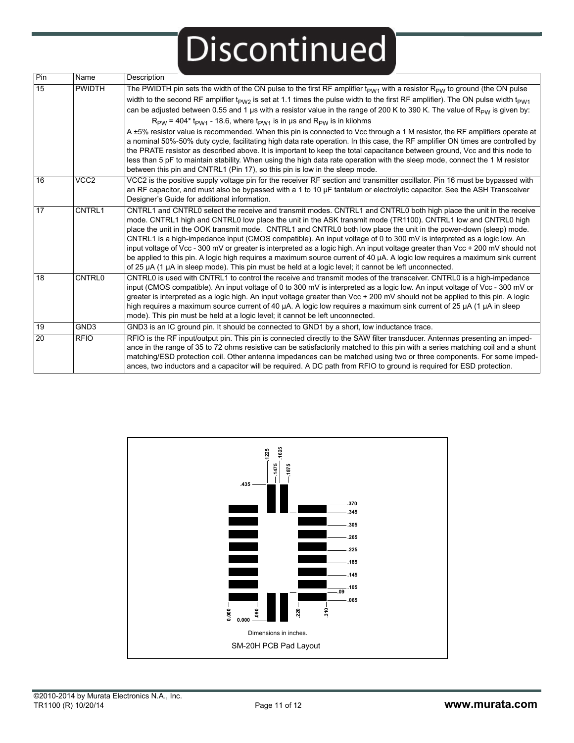# Discontinued

| Pin | Name | Description |
|---|---|---|
| 15 | PWIDTH | The PWIDTH pin sets the width of the ON pulse to the first RF amplifier $t_{PW1}$ with a resistor $R_{PW}$ to ground (the ON pulse width to the second RF amplifier $t_{PW2}$ is set at 1.1 times the pulse width to the first RF amplifier). The ON pulse width $t_{PW1}$ can be adjusted between 0.55 and 1 µs with a resistor value in the range of 200 K to 390 K. The value of $R_{PW}$ is given by: $R_{PW} = 404 * t_{PW1} - 18.6$, where $t_{PW1}$ is in µs and $R_{PW}$ is in kilohms. A ±5% resistor value is recommended. When this pin is connected to Vcc through a 1 M resistor, the RF amplifiers operate at a nominal 50%-50% duty cycle, facilitating high data rate operation. In this case, the RF amplifier ON times are controlled by the PRATE resistor as described above. It is important to keep the total capacitance between ground, Vcc and this node to less than 5 pF to maintain stability. When using the high data rate operation with the sleep mode, connect the 1 M resistor between this pin and CNTRL1 (Pin 17), so this pin is low in the sleep mode. |
| 16 | VCC2 | VCC2 is the positive supply voltage pin for the receiver RF section and transmitter oscillator. Pin 16 must be bypassed with an RF capacitor, and must also be bypassed with a 1 to 10 µF tantalum or electrolytic capacitor. See the ASH Transceiver Designer's Guide for additional information. |
| 17 | CNTRL1 | CNTRL1 and CNTRL0 select the receive and transmit modes. CNTRL1 and CNTRL0 both high place the unit in the receive mode. CNTRL1 high and CNTRL0 low place the unit in the ASK transmit mode (TR1100). CNTRL1 low and CNTRL0 high place the unit in the OOK transmit mode. CNTRL1 and CNTRL0 both low place the unit in the power-down (sleep) mode. CNTRL1 is a high-impedance input (CMOS compatible). An input voltage of 0 to 300 mV is interpreted as a logic low. An input voltage of Vcc - 300 mV or greater is interpreted as a logic high. An input voltage greater than Vcc + 200 mV should not be applied to this pin. A logic high requires a maximum source current of 40 µA. A logic low requires a maximum sink current of 25 µA (1 µA in sleep mode). This pin must be held at a logic level; it cannot be left unconnected. |
| 18 | CNTRL0 | CNTRL0 is used with CNTRL1 to control the receive and transmit modes of the transceiver. CNTRL0 is a high-impedance input (CMOS compatible). An input voltage of 0 to 300 mV is interpreted as a logic low. An input voltage of Vcc - 300 mV or greater is interpreted as a logic high. An input voltage greater than Vcc + 200 mV should not be applied to this pin. A logic high requires a maximum source current of 40 µA. A logic low requires a maximum sink current of 25 µA (1 µA in sleep mode). This pin must be held at a logic level; it cannot be left unconnected. |
| 19 | GND3 | GND3 is an IC ground pin. It should be connected to GND1 by a short, low inductance trace. |
| 20 | RFIO | RFIO is the RF input/output pin. This pin is connected directly to the SAW filter transducer. Antennas presenting an impedance in the range of 35 to 72 ohms resistive can be satisfactorily matched to this pin with a series matching coil and a shunt matching/ESD protection coil. Other antenna impedances can be matched using two or three components. For some impedances, two inductors and a capacitor will be required. A DC path from RFIO to ground is required for ESD protection. |

.1225 .1625 .1475 .1875 .435 .370 .345 .305 .265 .225 .185 .145 .105 .09 .065 0.000 .090 .220 .310 0.000

Dimensions in inches.

SM-20H PCB Pad Layout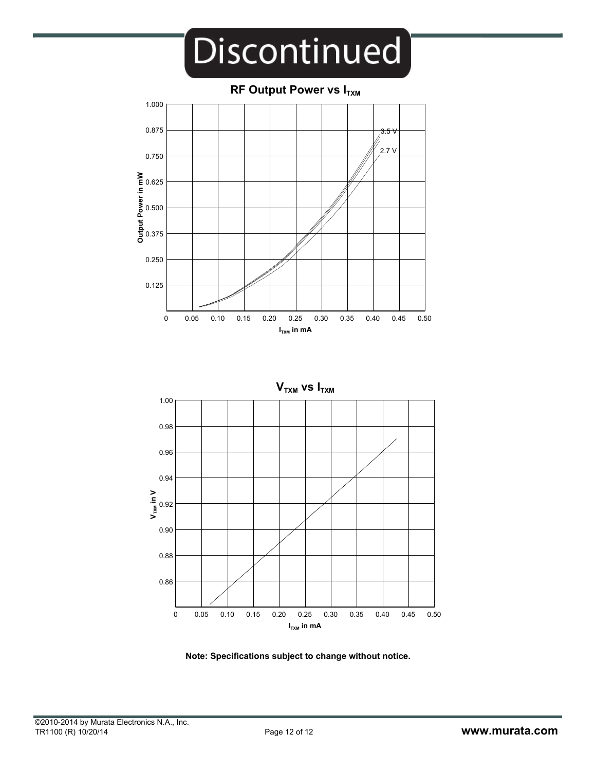Discontinued

**RF Output Power vs $I_{TXM}$**

**$V_{TXM}$ vs $I_{TXM}$**

**Note: Specifications subject to change without notice.**

©2010-2014 by Murata Electronics N.A., Inc.
TR1100 (R) 10/20/14

**www.murata.com**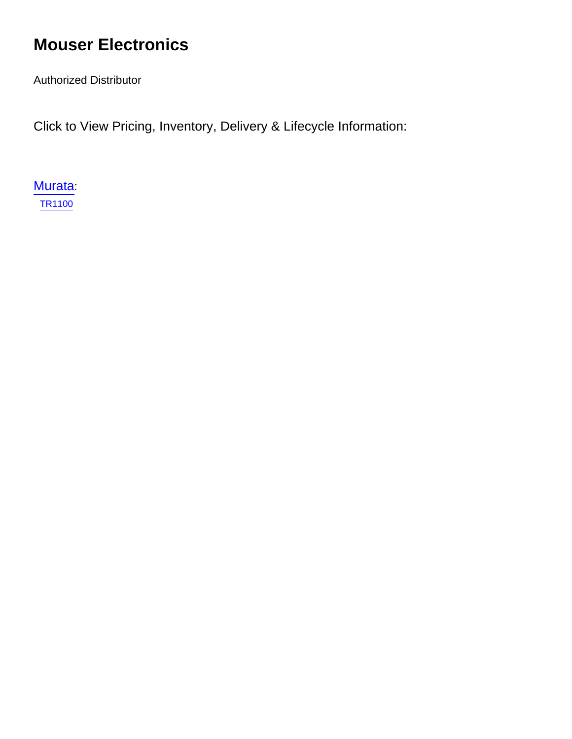# Mouser Electronics

Authorized Distributor

Click to View Pricing, Inventory, Delivery & Lifecycle Information:

Murata:

TR1100